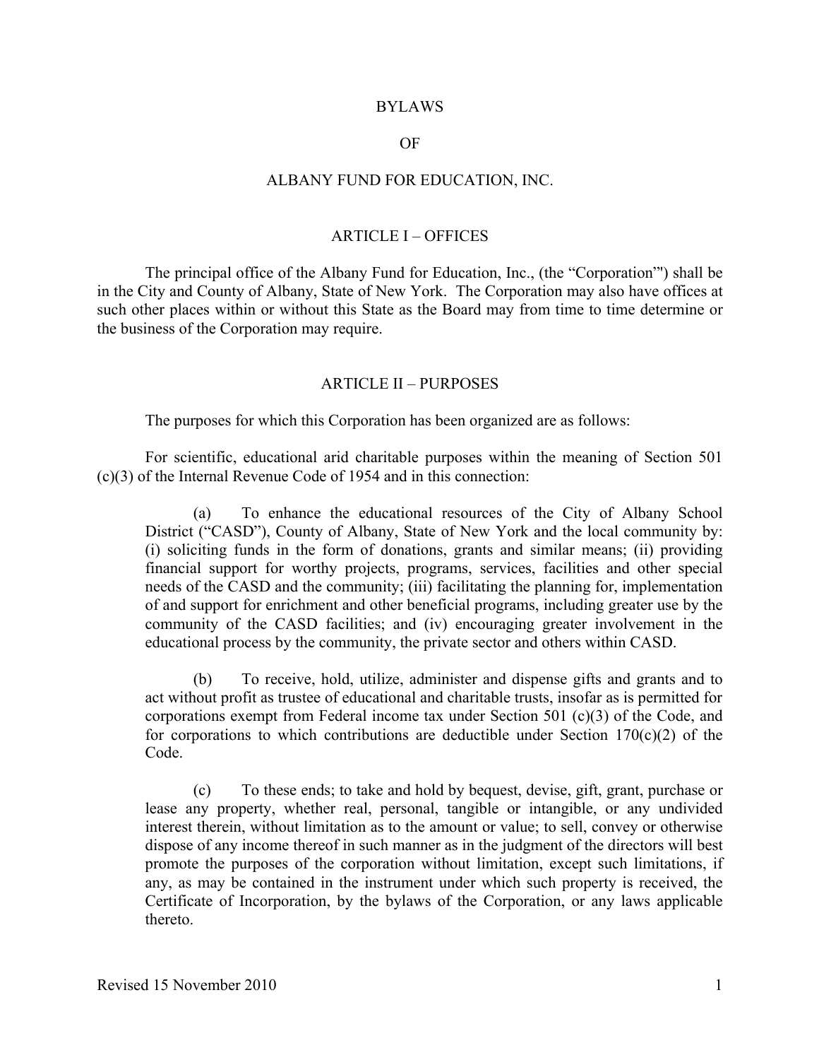# BYLAWS

# OF

# ALBANY FUND FOR EDUCATION, INC.

## ARTICLE I – OFFICES

The principal office of the Albany Fund for Education, Inc., (the "Corporation"') shall be in the City and County of Albany, State of New York. The Corporation may also have offices at such other places within or without this State as the Board may from time to time determine or the business of the Corporation may require.

## ARTICLE II – PURPOSES

The purposes for which this Corporation has been organized are as follows:

For scientific, educational arid charitable purposes within the meaning of Section 501 (c)(3) of the Internal Revenue Code of 1954 and in this connection:

(a) To enhance the educational resources of the City of Albany School District ("CASD"), County of Albany, State of New York and the local community by: (i) soliciting funds in the form of donations, grants and similar means; (ii) providing financial support for worthy projects, programs, services, facilities and other special needs of the CASD and the community; (iii) facilitating the planning for, implementation of and support for enrichment and other beneficial programs, including greater use by the community of the CASD facilities; and (iv) encouraging greater involvement in the educational process by the community, the private sector and others within CASD.

(b) To receive, hold, utilize, administer and dispense gifts and grants and to act without profit as trustee of educational and charitable trusts, insofar as is permitted for corporations exempt from Federal income tax under Section 501 (c)(3) of the Code, and for corporations to which contributions are deductible under Section 170(c)(2) of the Code.

(c) To these ends; to take and hold by bequest, devise, gift, grant, purchase or lease any property, whether real, personal, tangible or intangible, or any undivided interest therein, without limitation as to the amount or value; to sell, convey or otherwise dispose of any income thereof in such manner as in the judgment of the directors will best promote the purposes of the corporation without limitation, except such limitations, if any, as may be contained in the instrument under which such property is received, the Certificate of Incorporation, by the bylaws of the Corporation, or any laws applicable thereto.

Revised 15 November 2010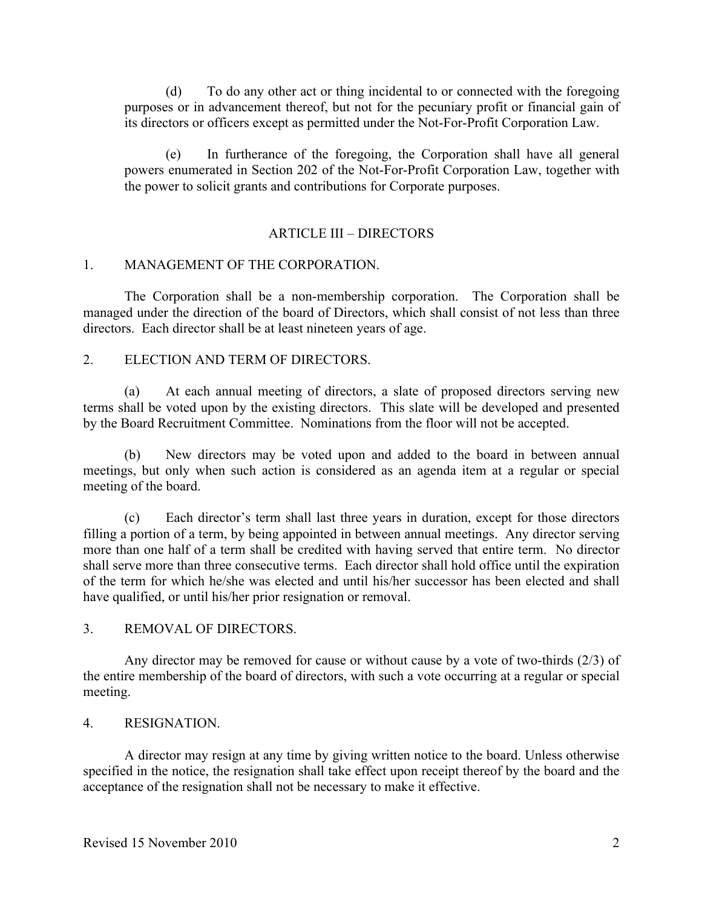(d) To do any other act or thing incidental to or connected with the foregoing purposes or in advancement thereof, but not for the pecuniary profit or financial gain of its directors or officers except as permitted under the Not-For-Profit Corporation Law.

(e) In furtherance of the foregoing, the Corporation shall have all general powers enumerated in Section 202 of the Not-For-Profit Corporation Law, together with the power to solicit grants and contributions for Corporate purposes.

## ARTICLE III – DIRECTORS

### 1. MANAGEMENT OF THE CORPORATION.

The Corporation shall be a non-membership corporation. The Corporation shall be managed under the direction of the board of Directors, which shall consist of not less than three directors. Each director shall be at least nineteen years of age.

### 2. ELECTION AND TERM OF DIRECTORS.

(a) At each annual meeting of directors, a slate of proposed directors serving new terms shall be voted upon by the existing directors. This slate will be developed and presented by the Board Recruitment Committee. Nominations from the floor will not be accepted.

(b) New directors may be voted upon and added to the board in between annual meetings, but only when such action is considered as an agenda item at a regular or special meeting of the board.

(c) Each director's term shall last three years in duration, except for those directors filling a portion of a term, by being appointed in between annual meetings. Any director serving more than one half of a term shall be credited with having served that entire term. No director shall serve more than three consecutive terms. Each director shall hold office until the expiration of the term for which he/she was elected and until his/her successor has been elected and shall have qualified, or until his/her prior resignation or removal.

### 3. REMOVAL OF DIRECTORS.

Any director may be removed for cause or without cause by a vote of two-thirds (2/3) of the entire membership of the board of directors, with such a vote occurring at a regular or special meeting.

### 4. RESIGNATION.

A director may resign at any time by giving written notice to the board. Unless otherwise specified in the notice, the resignation shall take effect upon receipt thereof by the board and the acceptance of the resignation shall not be necessary to make it effective.

Revised 15 November 2010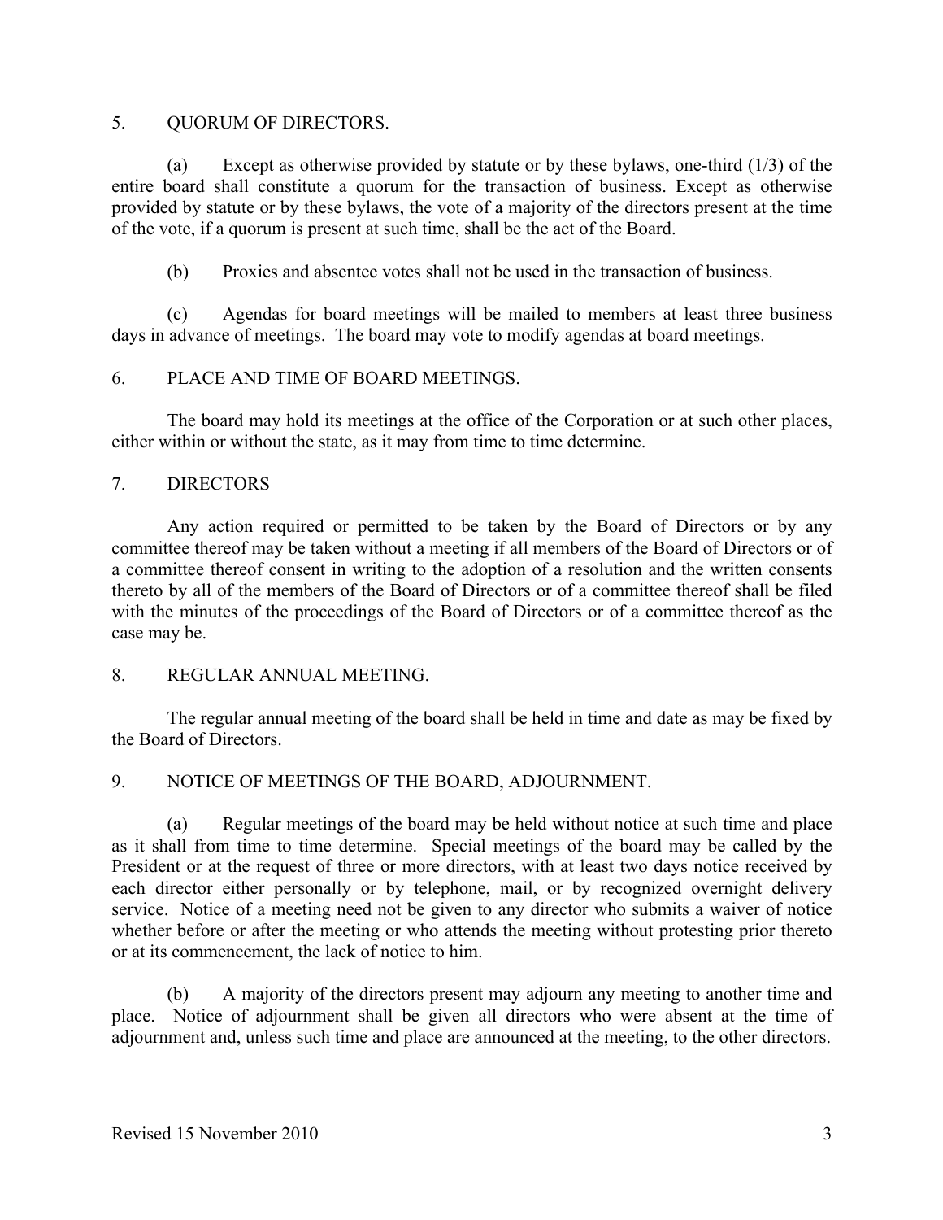5. QUORUM OF DIRECTORS.

(a) Except as otherwise provided by statute or by these bylaws, one-third (1/3) of the entire board shall constitute a quorum for the transaction of business. Except as otherwise provided by statute or by these bylaws, the vote of a majority of the directors present at the time of the vote, if a quorum is present at such time, shall be the act of the Board.

(b) Proxies and absentee votes shall not be used in the transaction of business.

(c) Agendas for board meetings will be mailed to members at least three business days in advance of meetings. The board may vote to modify agendas at board meetings.

6. PLACE AND TIME OF BOARD MEETINGS.

The board may hold its meetings at the office of the Corporation or at such other places, either within or without the state, as it may from time to time determine.

7. DIRECTORS

Any action required or permitted to be taken by the Board of Directors or by any committee thereof may be taken without a meeting if all members of the Board of Directors or of a committee thereof consent in writing to the adoption of a resolution and the written consents thereto by all of the members of the Board of Directors or of a committee thereof shall be filed with the minutes of the proceedings of the Board of Directors or of a committee thereof as the case may be.

8. REGULAR ANNUAL MEETING.

The regular annual meeting of the board shall be held in time and date as may be fixed by the Board of Directors.

9. NOTICE OF MEETINGS OF THE BOARD, ADJOURNMENT.

(a) Regular meetings of the board may be held without notice at such time and place as it shall from time to time determine. Special meetings of the board may be called by the President or at the request of three or more directors, with at least two days notice received by each director either personally or by telephone, mail, or by recognized overnight delivery service. Notice of a meeting need not be given to any director who submits a waiver of notice whether before or after the meeting or who attends the meeting without protesting prior thereto or at its commencement, the lack of notice to him.

(b) A majority of the directors present may adjourn any meeting to another time and place. Notice of adjournment shall be given all directors who were absent at the time of adjournment and, unless such time and place are announced at the meeting, to the other directors.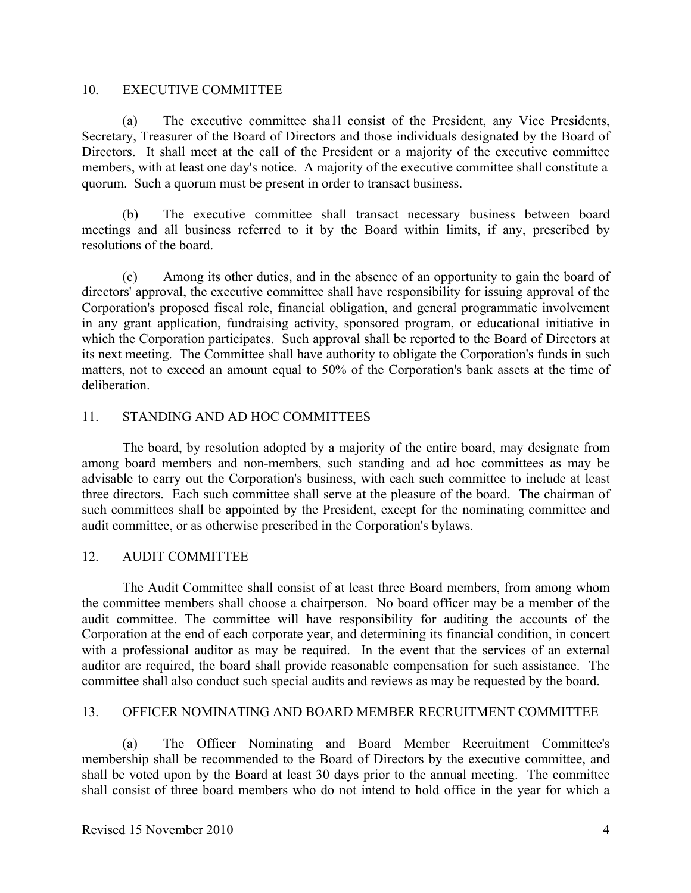## 10. EXECUTIVE COMMITTEE

(a) The executive committee sha11 consist of the President, any Vice Presidents, Secretary, Treasurer of the Board of Directors and those individuals designated by the Board of Directors. It shall meet at the call of the President or a majority of the executive committee members, with at least one day's notice. A majority of the executive committee shall constitute a quorum. Such a quorum must be present in order to transact business.

(b) The executive committee shall transact necessary business between board meetings and all business referred to it by the Board within limits, if any, prescribed by resolutions of the board.

(c) Among its other duties, and in the absence of an opportunity to gain the board of directors' approval, the executive committee shall have responsibility for issuing approval of the Corporation's proposed fiscal role, financial obligation, and general programmatic involvement in any grant application, fundraising activity, sponsored program, or educational initiative in which the Corporation participates. Such approval shall be reported to the Board of Directors at its next meeting. The Committee shall have authority to obligate the Corporation's funds in such matters, not to exceed an amount equal to 50% of the Corporation's bank assets at the time of deliberation.

## 11. STANDING AND AD HOC COMMITTEES

The board, by resolution adopted by a majority of the entire board, may designate from among board members and non-members, such standing and ad hoc committees as may be advisable to carry out the Corporation's business, with each such committee to include at least three directors. Each such committee shall serve at the pleasure of the board. The chairman of such committees shall be appointed by the President, except for the nominating committee and audit committee, or as otherwise prescribed in the Corporation's bylaws.

## 12. AUDIT COMMITTEE

The Audit Committee shall consist of at least three Board members, from among whom the committee members shall choose a chairperson. No board officer may be a member of the audit committee. The committee will have responsibility for auditing the accounts of the Corporation at the end of each corporate year, and determining its financial condition, in concert with a professional auditor as may be required. In the event that the services of an external auditor are required, the board shall provide reasonable compensation for such assistance. The committee shall also conduct such special audits and reviews as may be requested by the board.

## 13. OFFICER NOMINATING AND BOARD MEMBER RECRUITMENT COMMITTEE

(a) The Officer Nominating and Board Member Recruitment Committee's membership shall be recommended to the Board of Directors by the executive committee, and shall be voted upon by the Board at least 30 days prior to the annual meeting. The committee shall consist of three board members who do not intend to hold office in the year for which a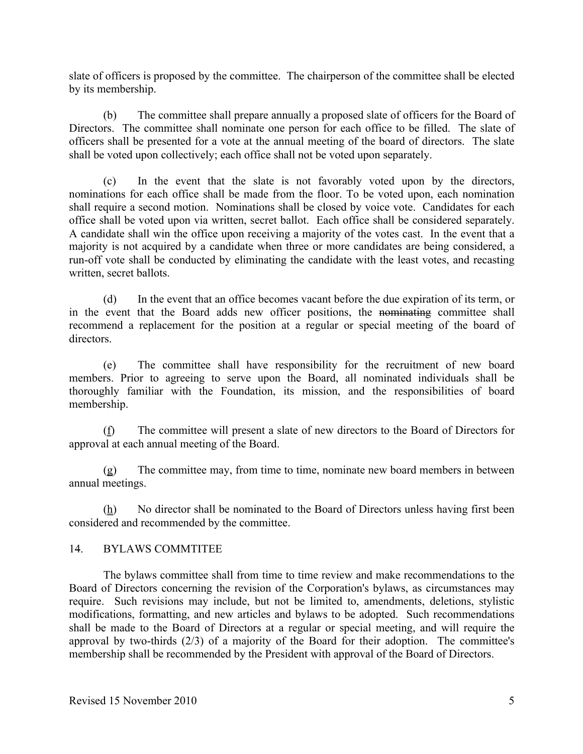slate of officers is proposed by the committee. The chairperson of the committee shall be elected by its membership.

(b) The committee shall prepare annually a proposed slate of officers for the Board of Directors. The committee shall nominate one person for each office to be filled. The slate of officers shall be presented for a vote at the annual meeting of the board of directors. The slate shall be voted upon collectively; each office shall not be voted upon separately.

(c) In the event that the slate is not favorably voted upon by the directors, nominations for each office shall be made from the floor. To be voted upon, each nomination shall require a second motion. Nominations shall be closed by voice vote. Candidates for each office shall be voted upon via written, secret ballot. Each office shall be considered separately. A candidate shall win the office upon receiving a majority of the votes cast. In the event that a majority is not acquired by a candidate when three or more candidates are being considered, a run-off vote shall be conducted by eliminating the candidate with the least votes, and recasting written, secret ballots.

(d) In the event that an office becomes vacant before the due expiration of its term, or in the event that the Board adds new officer positions, the ~~nominating~~ committee shall recommend a replacement for the position at a regular or special meeting of the board of directors.

(e) The committee shall have responsibility for the recruitment of new board members. Prior to agreeing to serve upon the Board, all nominated individuals shall be thoroughly familiar with the Foundation, its mission, and the responsibilities of board membership.

(f) The committee will present a slate of new directors to the Board of Directors for approval at each annual meeting of the Board.

(g) The committee may, from time to time, nominate new board members in between annual meetings.

(h) No director shall be nominated to the Board of Directors unless having first been considered and recommended by the committee.

## 14. BYLAWS COMMTITEE

The bylaws committee shall from time to time review and make recommendations to the Board of Directors concerning the revision of the Corporation's bylaws, as circumstances may require. Such revisions may include, but not be limited to, amendments, deletions, stylistic modifications, formatting, and new articles and bylaws to be adopted. Such recommendations shall be made to the Board of Directors at a regular or special meeting, and will require the approval by two-thirds (2/3) of a majority of the Board for their adoption. The committee's membership shall be recommended by the President with approval of the Board of Directors.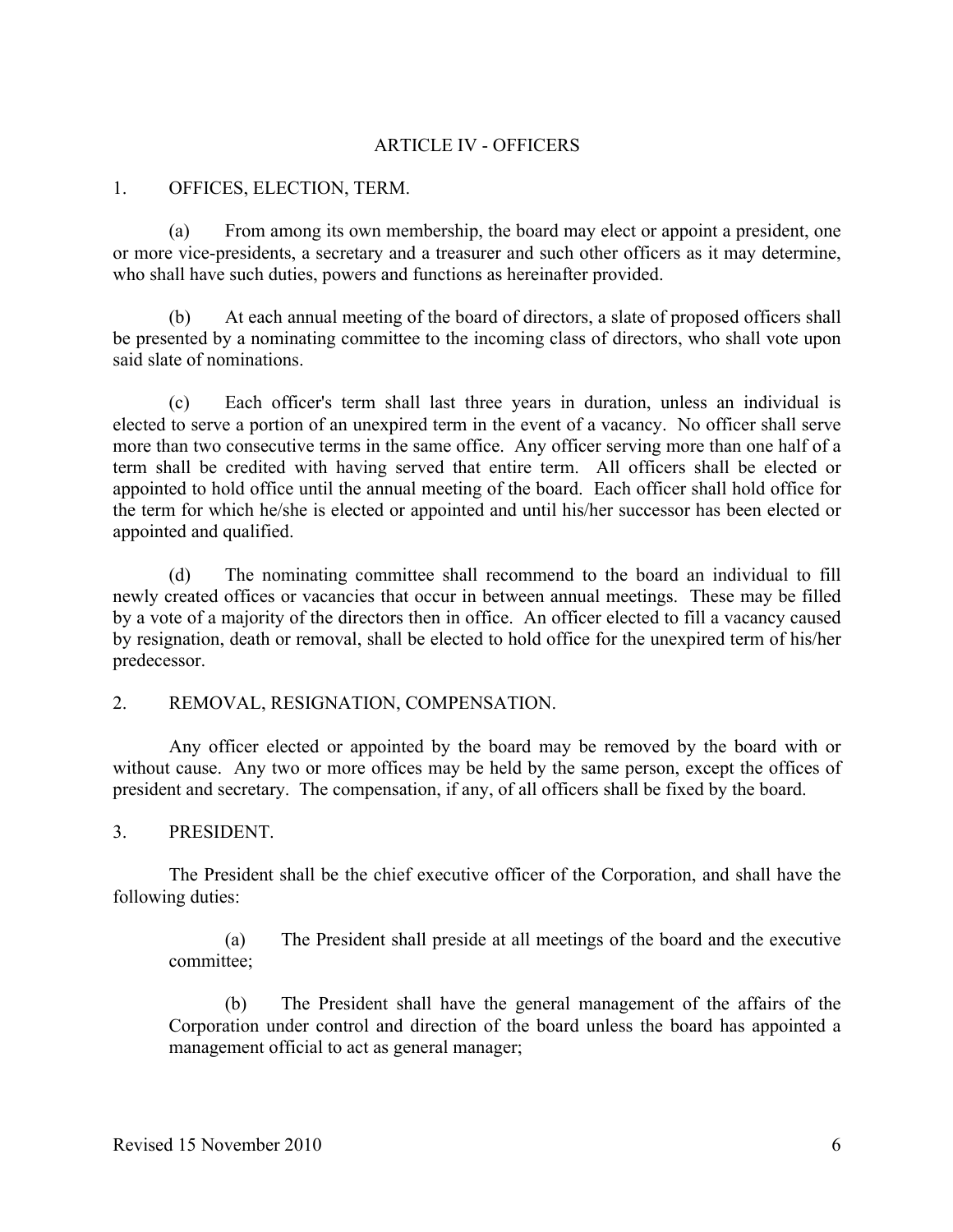## ARTICLE IV - OFFICERS

### 1. OFFICES, ELECTION, TERM.

(a) From among its own membership, the board may elect or appoint a president, one or more vice-presidents, a secretary and a treasurer and such other officers as it may determine, who shall have such duties, powers and functions as hereinafter provided.

(b) At each annual meeting of the board of directors, a slate of proposed officers shall be presented by a nominating committee to the incoming class of directors, who shall vote upon said slate of nominations.

(c) Each officer's term shall last three years in duration, unless an individual is elected to serve a portion of an unexpired term in the event of a vacancy. No officer shall serve more than two consecutive terms in the same office. Any officer serving more than one half of a term shall be credited with having served that entire term. All officers shall be elected or appointed to hold office until the annual meeting of the board. Each officer shall hold office for the term for which he/she is elected or appointed and until his/her successor has been elected or appointed and qualified.

(d) The nominating committee shall recommend to the board an individual to fill newly created offices or vacancies that occur in between annual meetings. These may be filled by a vote of a majority of the directors then in office. An officer elected to fill a vacancy caused by resignation, death or removal, shall be elected to hold office for the unexpired term of his/her predecessor.

### 2. REMOVAL, RESIGNATION, COMPENSATION.

Any officer elected or appointed by the board may be removed by the board with or without cause. Any two or more offices may be held by the same person, except the offices of president and secretary. The compensation, if any, of all officers shall be fixed by the board.

### 3. PRESIDENT.

The President shall be the chief executive officer of the Corporation, and shall have the following duties:

> (a) The President shall preside at all meetings of the board and the executive committee;
>
> (b) The President shall have the general management of the affairs of the Corporation under control and direction of the board unless the board has appointed a management official to act as general manager;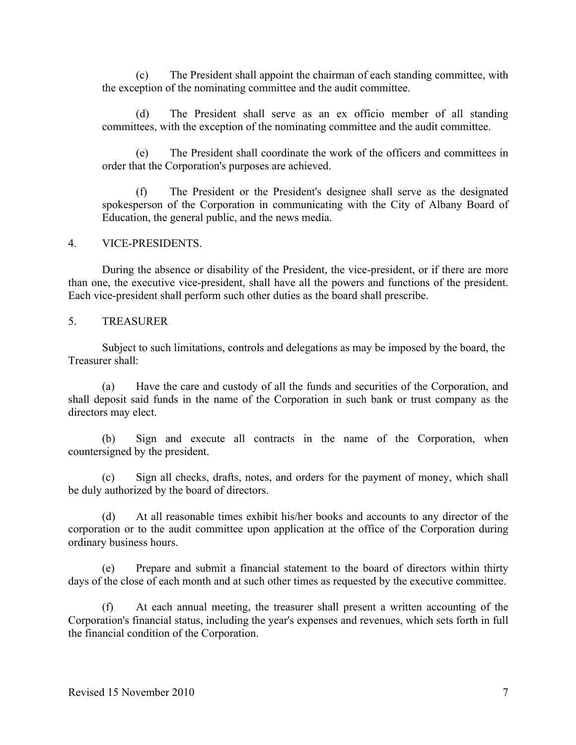(c) The President shall appoint the chairman of each standing committee, with the exception of the nominating committee and the audit committee.

(d) The President shall serve as an ex officio member of all standing committees, with the exception of the nominating committee and the audit committee.

(e) The President shall coordinate the work of the officers and committees in order that the Corporation's purposes are achieved.

(f) The President or the President's designee shall serve as the designated spokesperson of the Corporation in communicating with the City of Albany Board of Education, the general public, and the news media.

4. VICE-PRESIDENTS.

During the absence or disability of the President, the vice-president, or if there are more than one, the executive vice-president, shall have all the powers and functions of the president. Each vice-president shall perform such other duties as the board shall prescribe.

5. TREASURER

Subject to such limitations, controls and delegations as may be imposed by the board, the Treasurer shall:

(a) Have the care and custody of all the funds and securities of the Corporation, and shall deposit said funds in the name of the Corporation in such bank or trust company as the directors may elect.

(b) Sign and execute all contracts in the name of the Corporation, when countersigned by the president.

(c) Sign all checks, drafts, notes, and orders for the payment of money, which shall be duly authorized by the board of directors.

(d) At all reasonable times exhibit his/her books and accounts to any director of the corporation or to the audit committee upon application at the office of the Corporation during ordinary business hours.

(e) Prepare and submit a financial statement to the board of directors within thirty days of the close of each month and at such other times as requested by the executive committee.

(f) At each annual meeting, the treasurer shall present a written accounting of the Corporation's financial status, including the year's expenses and revenues, which sets forth in full the financial condition of the Corporation.

Revised 15 November 2010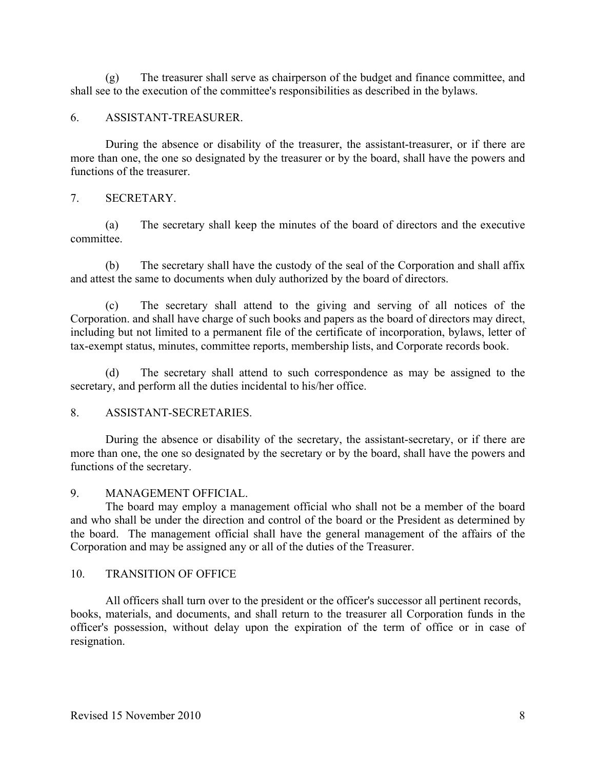(g) The treasurer shall serve as chairperson of the budget and finance committee, and shall see to the execution of the committee's responsibilities as described in the bylaws.

## 6. ASSISTANT-TREASURER.

During the absence or disability of the treasurer, the assistant-treasurer, or if there are more than one, the one so designated by the treasurer or by the board, shall have the powers and functions of the treasurer.

## 7. SECRETARY.

(a) The secretary shall keep the minutes of the board of directors and the executive committee.

(b) The secretary shall have the custody of the seal of the Corporation and shall affix and attest the same to documents when duly authorized by the board of directors.

(c) The secretary shall attend to the giving and serving of all notices of the Corporation. and shall have charge of such books and papers as the board of directors may direct, including but not limited to a permanent file of the certificate of incorporation, bylaws, letter of tax-exempt status, minutes, committee reports, membership lists, and Corporate records book.

(d) The secretary shall attend to such correspondence as may be assigned to the secretary, and perform all the duties incidental to his/her office.

## 8. ASSISTANT-SECRETARIES.

During the absence or disability of the secretary, the assistant-secretary, or if there are more than one, the one so designated by the secretary or by the board, shall have the powers and functions of the secretary.

## 9. MANAGEMENT OFFICIAL.

The board may employ a management official who shall not be a member of the board and who shall be under the direction and control of the board or the President as determined by the board. The management official shall have the general management of the affairs of the Corporation and may be assigned any or all of the duties of the Treasurer.

## 10. TRANSITION OF OFFICE

All officers shall turn over to the president or the officer's successor all pertinent records, books, materials, and documents, and shall return to the treasurer all Corporation funds in the officer's possession, without delay upon the expiration of the term of office or in case of resignation.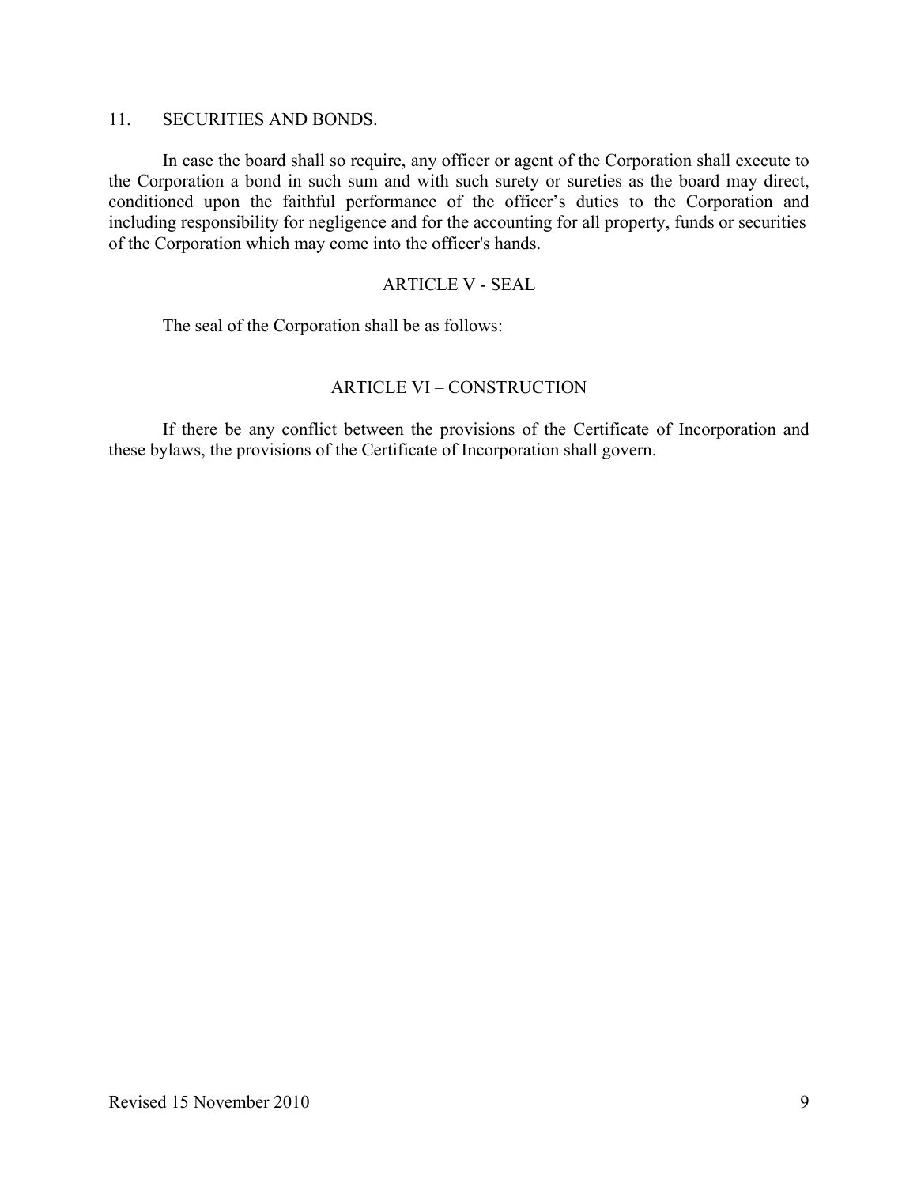11. SECURITIES AND BONDS.

In case the board shall so require, any officer or agent of the Corporation shall execute to the Corporation a bond in such sum and with such surety or sureties as the board may direct, conditioned upon the faithful performance of the officer's duties to the Corporation and including responsibility for negligence and for the accounting for all property, funds or securities of the Corporation which may come into the officer's hands.

## ARTICLE V - SEAL

The seal of the Corporation shall be as follows:

## ARTICLE VI – CONSTRUCTION

If there be any conflict between the provisions of the Certificate of Incorporation and these bylaws, the provisions of the Certificate of Incorporation shall govern.

Revised 15 November 2010